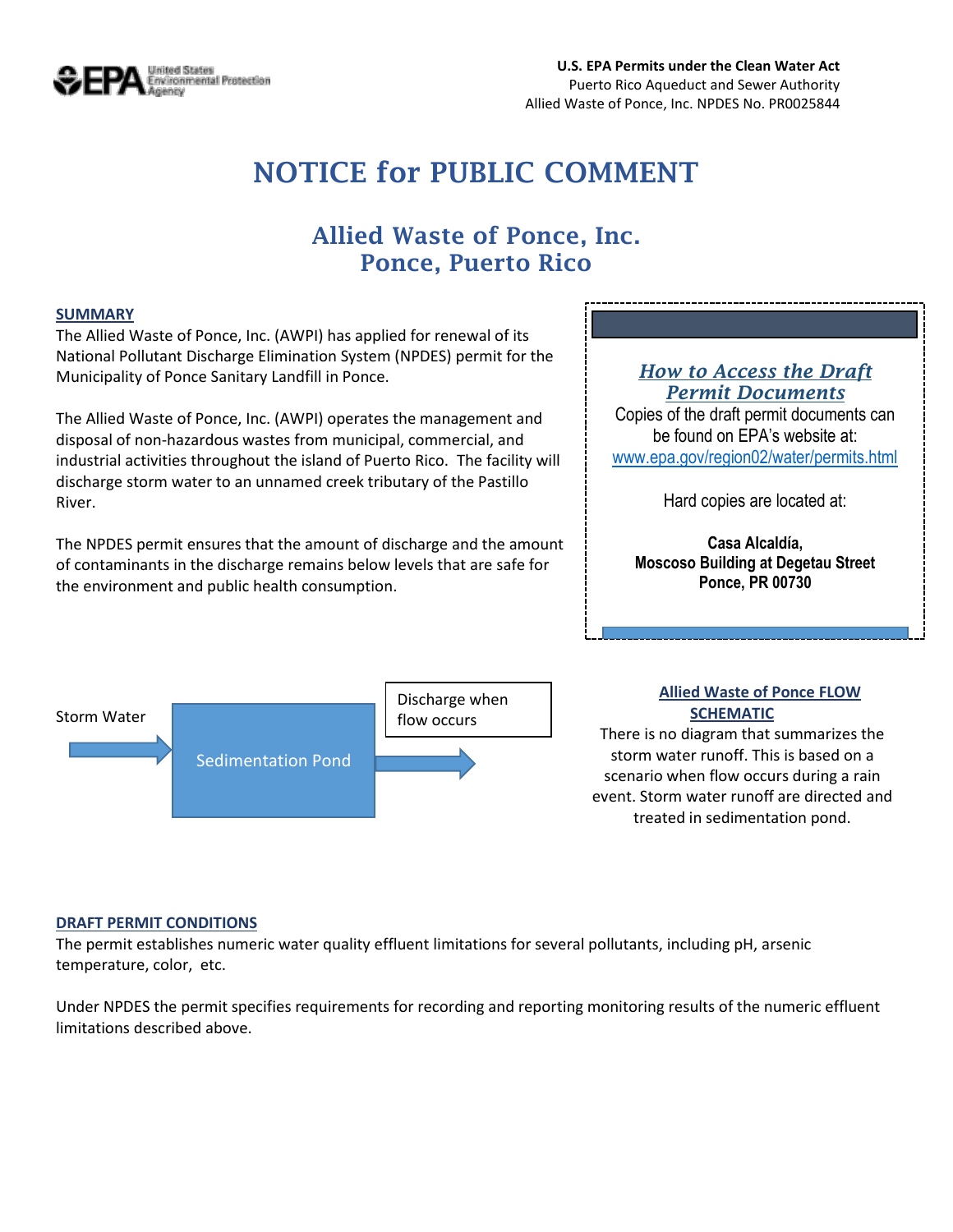U.S. EPA Permits under the Clean Water Act
Puerto Rico Aqueduct and Sewer Authority
Allied Waste of Ponce, Inc. NPDES No. PR0025844

# NOTICE for PUBLIC COMMENT

## Allied Waste of Ponce, Inc.
## Ponce, Puerto Rico

### SUMMARY

The Allied Waste of Ponce, Inc. (AWPI) has applied for renewal of its National Pollutant Discharge Elimination System (NPDES) permit for the Municipality of Ponce Sanitary Landfill in Ponce.

The Allied Waste of Ponce, Inc. (AWPI) operates the management and disposal of non-hazardous wastes from municipal, commercial, and industrial activities throughout the island of Puerto Rico. The facility will discharge storm water to an unnamed creek tributary of the Pastillo River.

The NPDES permit ensures that the amount of discharge and the amount of contaminants in the discharge remains below levels that are safe for the environment and public health consumption.

### *How to Access the Draft Permit Documents*

Copies of the draft permit documents can be found on EPA's website at:
www.epa.gov/region02/water/permits.html

Hard copies are located at:

**Casa Alcaldía,**
**Moscoso Building at Degetau Street**
**Ponce, PR 00730**

Storm Water → Sedimentation Pond → Discharge when flow occurs

### Allied Waste of Ponce FLOW SCHEMATIC

There is no diagram that summarizes the storm water runoff. This is based on a scenario when flow occurs during a rain event. Storm water runoff are directed and treated in sedimentation pond.

### DRAFT PERMIT CONDITIONS

The permit establishes numeric water quality effluent limitations for several pollutants, including pH, arsenic temperature, color, etc.

Under NPDES the permit specifies requirements for recording and reporting monitoring results of the numeric effluent limitations described above.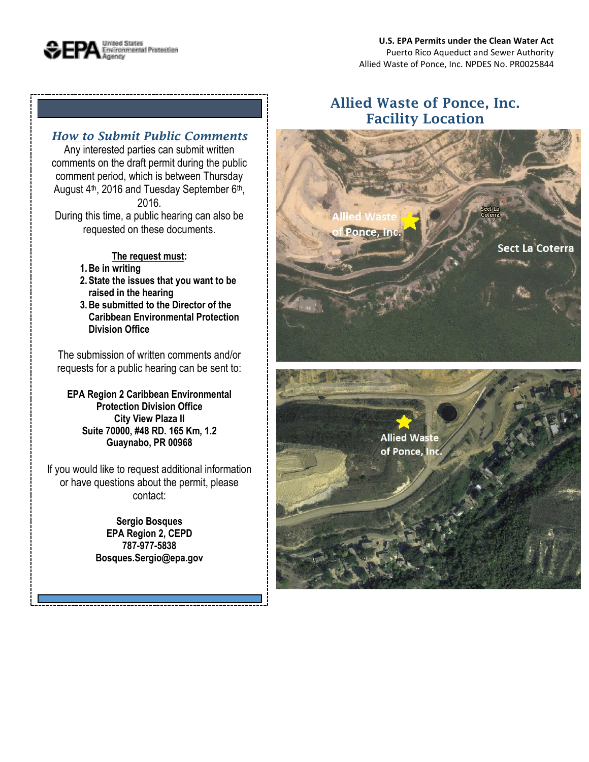U.S. EPA Permits under the Clean Water Act
Puerto Rico Aqueduct and Sewer Authority
Allied Waste of Ponce, Inc. NPDES No. PR0025844

## *How to Submit Public Comments*

Any interested parties can submit written comments on the draft permit during the public comment period, which is between Thursday August 4th, 2016 and Tuesday September 6th, 2016.

During this time, a public hearing can also be requested on these documents.

**The request must:**

1. **Be in writing**
2. **State the issues that you want to be raised in the hearing**
3. **Be submitted to the Director of the Caribbean Environmental Protection Division Office**

The submission of written comments and/or requests for a public hearing can be sent to:

**EPA Region 2 Caribbean Environmental Protection Division Office**
**City View Plaza II**
**Suite 70000, #48 RD. 165 Km, 1.2**
**Guaynabo, PR 00968**

If you would like to request additional information or have questions about the permit, please contact:

**Sergio Bosques**
**EPA Region 2, CEPD**
**787-977-5838**
**Bosques.Sergio@epa.gov**

## Allied Waste of Ponce, Inc. Facility Location

Allied Waste of Ponce, Inc.

Sect La Coterra

Allied Waste of Ponce, Inc.